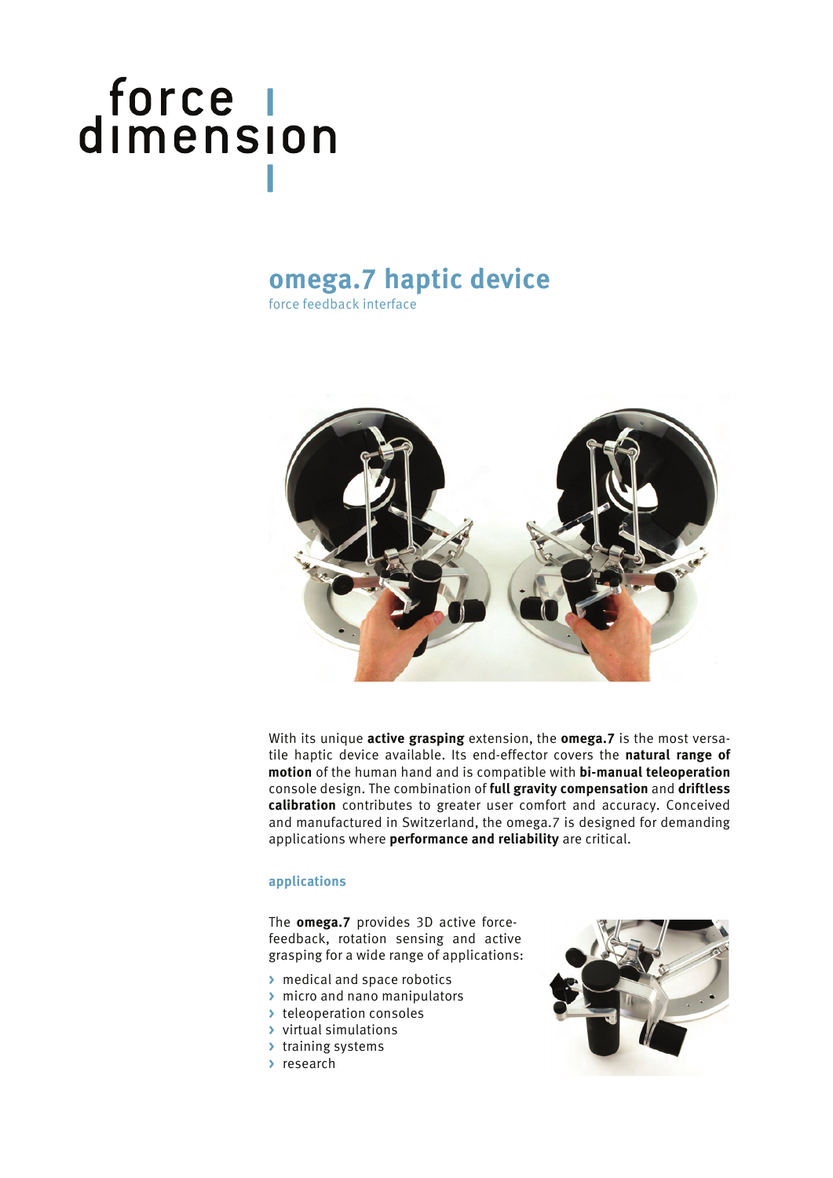force dimension

# omega.7 haptic device

force feedback interface

With its unique **active grasping** extension, the **omega.7** is the most versatile haptic device available. Its end-effector covers the **natural range of motion** of the human hand and is compatible with **bi-manual teleoperation** console design. The combination of **full gravity compensation** and **driftless calibration** contributes to greater user comfort and accuracy. Conceived and manufactured in Switzerland, the omega.7 is designed for demanding applications where **performance and reliability** are critical.

## applications

The **omega.7** provides 3D active force-feedback, rotation sensing and active grasping for a wide range of applications:

- medical and space robotics
- micro and nano manipulators
- teleoperation consoles
- virtual simulations
- training systems
- research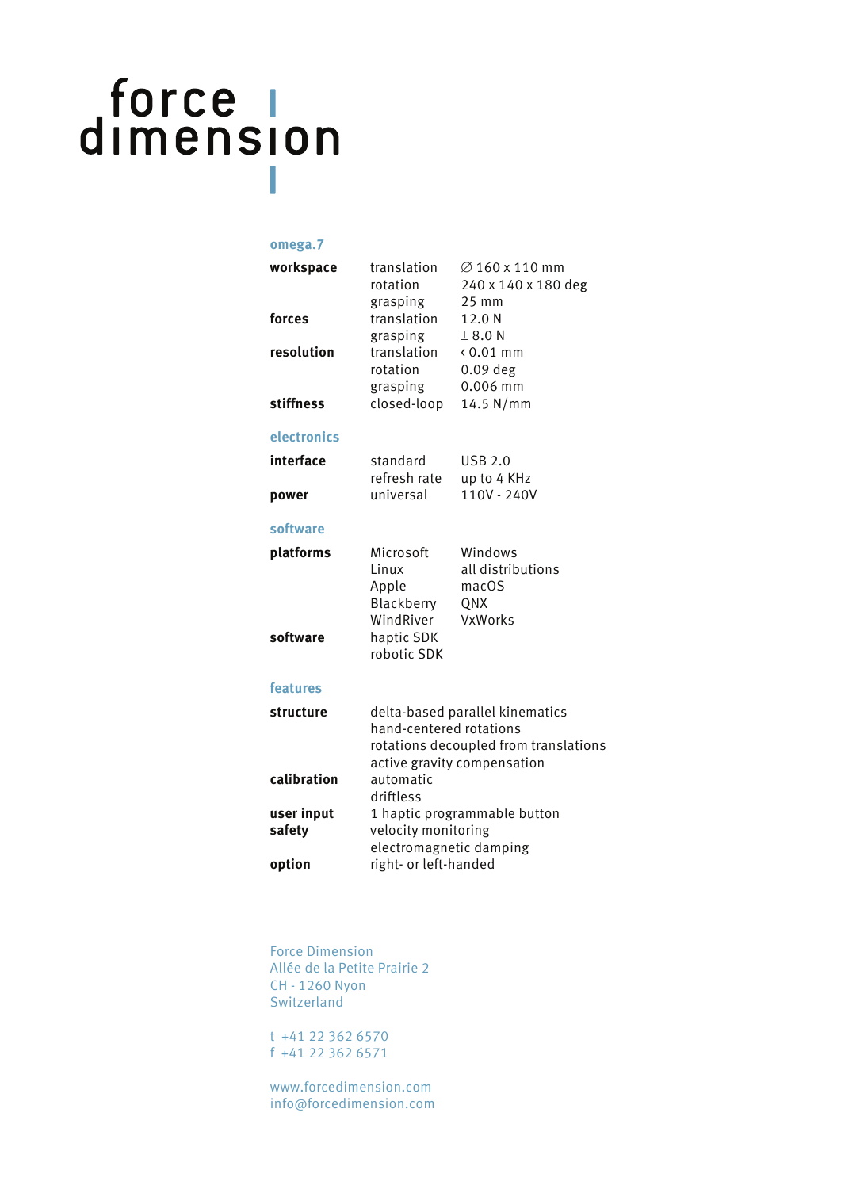force dimension

## omega.7

| | | |
|---|---|---|
| **workspace** | translation | ∅ 160 x 110 mm |
| | rotation | 240 x 140 x 180 deg |
| | grasping | 25 mm |
| **forces** | translation | 12.0 N |
| | grasping | ± 8.0 N |
| **resolution** | translation | ‹ 0.01 mm |
| | rotation | 0.09 deg |
| | grasping | 0.006 mm |
| **stiffness** | closed-loop | 14.5 N/mm |

## electronics

| | | |
|---|---|---|
| **interface** | standard | USB 2.0 |
| | refresh rate | up to 4 KHz |
| **power** | universal | 110V - 240V |

## software

| | | |
|---|---|---|
| **platforms** | Microsoft | Windows |
| | Linux | all distributions |
| | Apple | macOS |
| | Blackberry | QNX |
| | WindRiver | VxWorks |
| **software** | haptic SDK | |
| | robotic SDK | |

## features

| | |
|---|---|
| **structure** | delta-based parallel kinematics |
| | hand-centered rotations |
| | rotations decoupled from translations |
| | active gravity compensation |
| **calibration** | automatic |
| | driftless |
| **user input** | 1 haptic programmable button |
| **safety** | velocity monitoring |
| | electromagnetic damping |
| **option** | right- or left-handed |

Force Dimension
Allée de la Petite Prairie 2
CH - 1260 Nyon
Switzerland

t +41 22 362 6570
f +41 22 362 6571

www.forcedimension.com
info@forcedimension.com